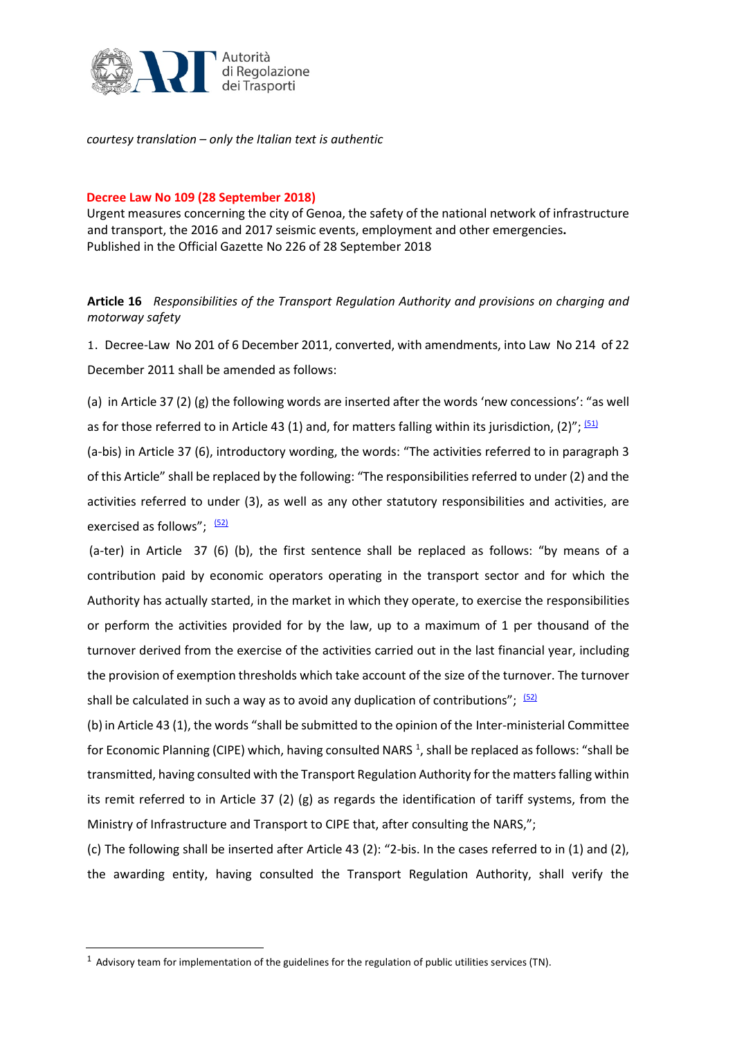*courtesy translation – only the Italian text is authentic*

**Decree Law No 109 (28 September 2018)**

Urgent measures concerning the city of Genoa, the safety of the national network of infrastructure and transport, the 2016 and 2017 seismic events, employment and other emergencies**.**

Published in the Official Gazette No 226 of 28 September 2018

**Article 16** *Responsibilities of the Transport Regulation Authority and provisions on charging and motorway safety*

1. Decree-Law No 201 of 6 December 2011, converted, with amendments, into Law No 214 of 22 December 2011 shall be amended as follows:

(a) in Article 37 (2) (g) the following words are inserted after the words 'new concessions': "as well as for those referred to in Article 43 (1) and, for matters falling within its jurisdiction, (2)"; [(51)]

(a-bis) in Article 37 (6), introductory wording, the words: "The activities referred to in paragraph 3 of this Article" shall be replaced by the following: "The responsibilities referred to under (2) and the activities referred to under (3), as well as any other statutory responsibilities and activities, are exercised as follows"; [(52)]

(a-ter) in Article 37 (6) (b), the first sentence shall be replaced as follows: "by means of a contribution paid by economic operators operating in the transport sector and for which the Authority has actually started, in the market in which they operate, to exercise the responsibilities or perform the activities provided for by the law, up to a maximum of 1 per thousand of the turnover derived from the exercise of the activities carried out in the last financial year, including the provision of exemption thresholds which take account of the size of the turnover. The turnover shall be calculated in such a way as to avoid any duplication of contributions"; [(52)]

(b) in Article 43 (1), the words "shall be submitted to the opinion of the Inter-ministerial Committee for Economic Planning (CIPE) which, having consulted NARS [1], shall be replaced as follows: "shall be transmitted, having consulted with the Transport Regulation Authority for the matters falling within its remit referred to in Article 37 (2) (g) as regards the identification of tariff systems, from the Ministry of Infrastructure and Transport to CIPE that, after consulting the NARS,";

(c) The following shall be inserted after Article 43 (2): "2-bis. In the cases referred to in (1) and (2), the awarding entity, having consulted the Transport Regulation Authority, shall verify the

---

[1] Advisory team for implementation of the guidelines for the regulation of public utilities services (TN).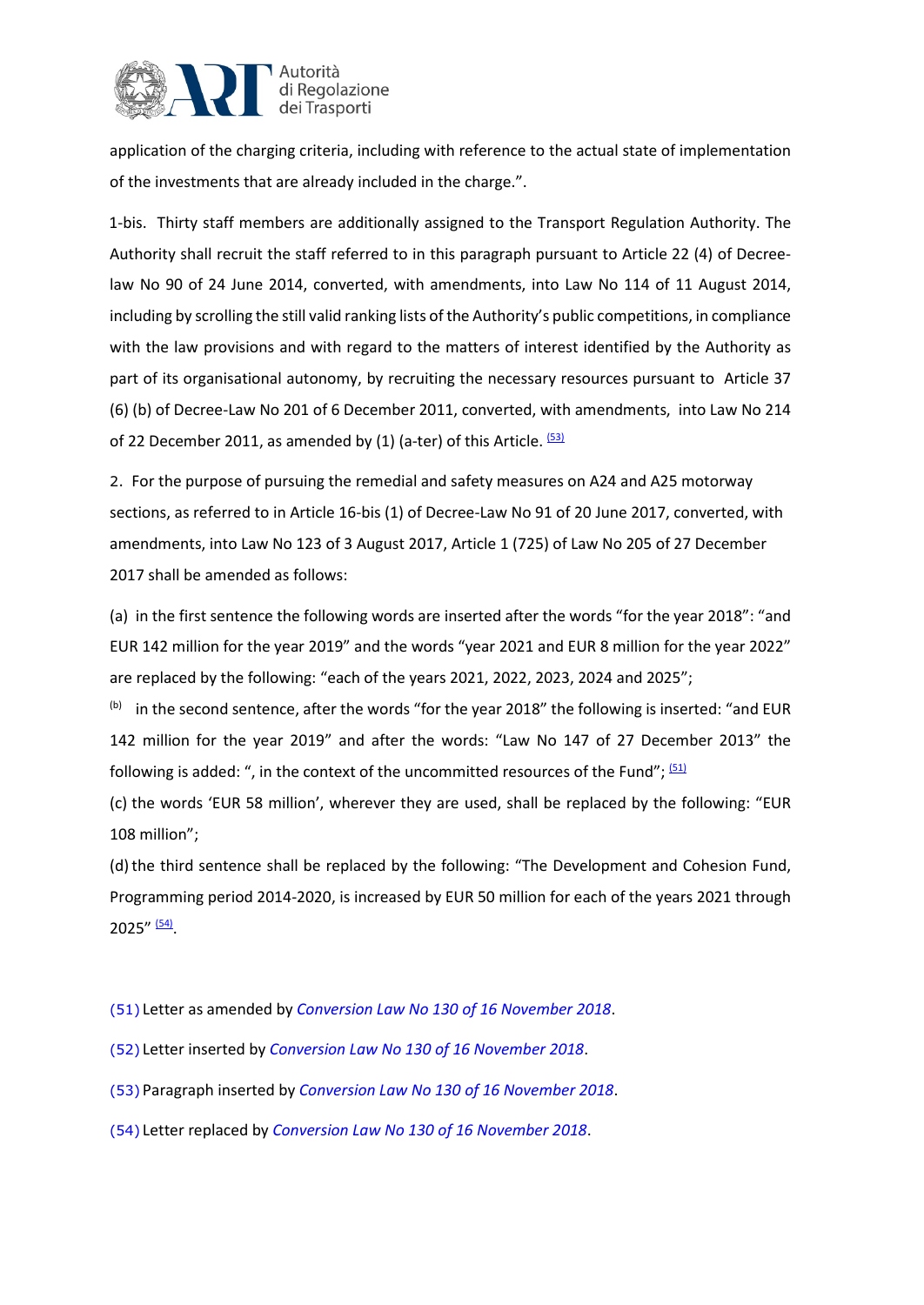application of the charging criteria, including with reference to the actual state of implementation of the investments that are already included in the charge.".

1-bis. Thirty staff members are additionally assigned to the Transport Regulation Authority. The Authority shall recruit the staff referred to in this paragraph pursuant to Article 22 (4) of Decree-law No 90 of 24 June 2014, converted, with amendments, into Law No 114 of 11 August 2014, including by scrolling the still valid ranking lists of the Authority's public competitions, in compliance with the law provisions and with regard to the matters of interest identified by the Authority as part of its organisational autonomy, by recruiting the necessary resources pursuant to Article 37 (6) (b) of Decree-Law No 201 of 6 December 2011, converted, with amendments, into Law No 214 of 22 December 2011, as amended by (1) (a-ter) of this Article. [(53)]

2. For the purpose of pursuing the remedial and safety measures on A24 and A25 motorway sections, as referred to in Article 16-bis (1) of Decree-Law No 91 of 20 June 2017, converted, with amendments, into Law No 123 of 3 August 2017, Article 1 (725) of Law No 205 of 27 December 2017 shall be amended as follows:

(a) in the first sentence the following words are inserted after the words "for the year 2018": "and EUR 142 million for the year 2019" and the words "year 2021 and EUR 8 million for the year 2022" are replaced by the following: "each of the years 2021, 2022, 2023, 2024 and 2025";

(b) in the second sentence, after the words "for the year 2018" the following is inserted: "and EUR 142 million for the year 2019" and after the words: "Law No 147 of 27 December 2013" the following is added: ", in the context of the uncommitted resources of the Fund"; [(51)]

(c) the words 'EUR 58 million', wherever they are used, shall be replaced by the following: "EUR 108 million";

(d) the third sentence shall be replaced by the following: "The Development and Cohesion Fund, Programming period 2014-2020, is increased by EUR 50 million for each of the years 2021 through 2025" [(54)].

(51) Letter as amended by *Conversion Law No 130 of 16 November 2018*.

(52) Letter inserted by *Conversion Law No 130 of 16 November 2018*.

(53) Paragraph inserted by *Conversion Law No 130 of 16 November 2018*.

(54) Letter replaced by *Conversion Law No 130 of 16 November 2018*.